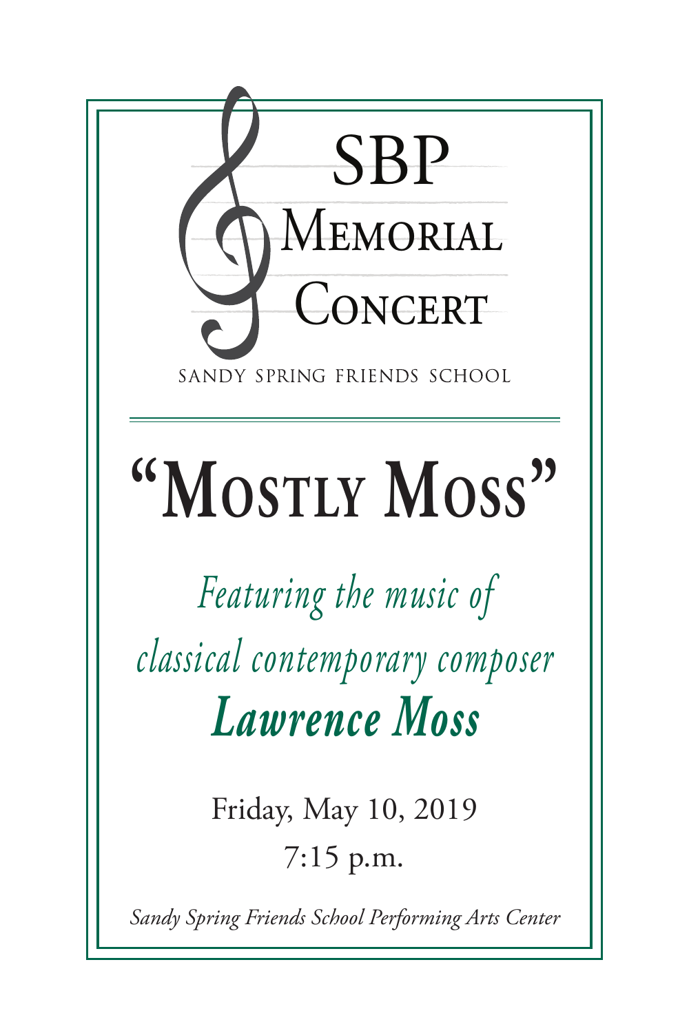# SBP Memorial Concert

SANDY SPRING FRIENDS SCHOOL

# "Mostly Moss"

*Featuring the music of*

*classical contemporary composer*

***Lawrence Moss***

Friday, May 10, 2019

7:15 p.m.

*Sandy Spring Friends School Performing Arts Center*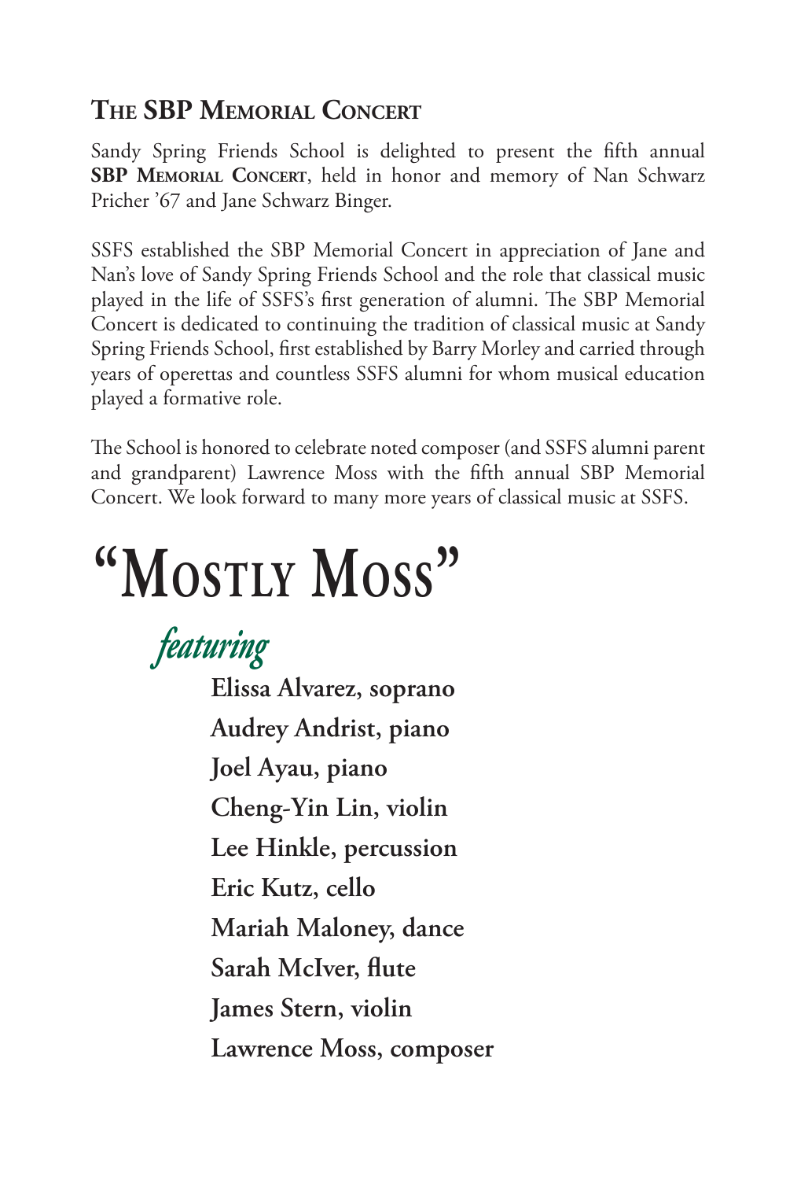## The SBP Memorial Concert

Sandy Spring Friends School is delighted to present the fifth annual **SBP Memorial Concert**, held in honor and memory of Nan Schwarz Pricher '67 and Jane Schwarz Binger.

SSFS established the SBP Memorial Concert in appreciation of Jane and Nan's love of Sandy Spring Friends School and the role that classical music played in the life of SSFS's first generation of alumni. The SBP Memorial Concert is dedicated to continuing the tradition of classical music at Sandy Spring Friends School, first established by Barry Morley and carried through years of operettas and countless SSFS alumni for whom musical education played a formative role.

The School is honored to celebrate noted composer (and SSFS alumni parent and grandparent) Lawrence Moss with the fifth annual SBP Memorial Concert. We look forward to many more years of classical music at SSFS.

# "Mostly Moss"

*featuring*

**Elissa Alvarez, soprano**

**Audrey Andrist, piano**

**Joel Ayau, piano**

**Cheng-Yin Lin, violin**

**Lee Hinkle, percussion**

**Eric Kutz, cello**

**Mariah Maloney, dance**

**Sarah McIver, flute**

**James Stern, violin**

**Lawrence Moss, composer**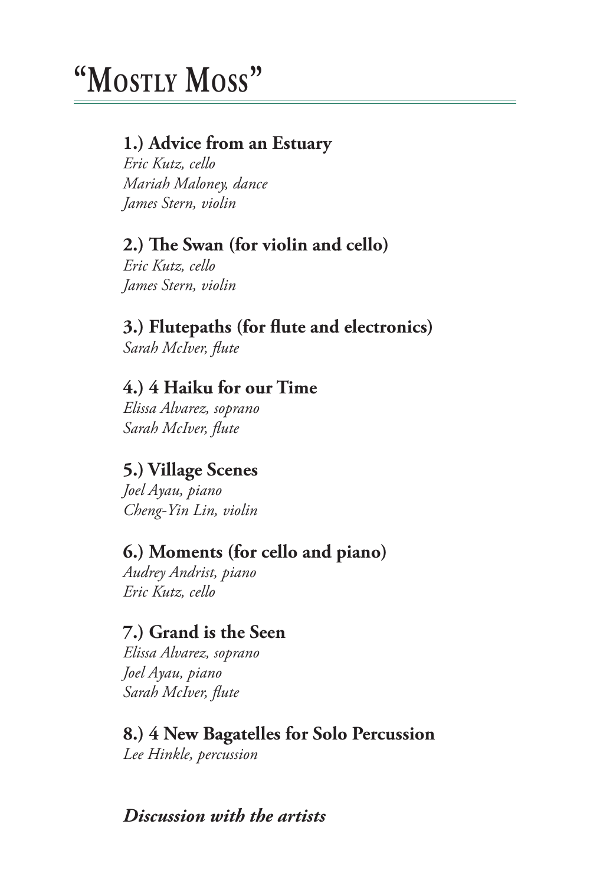# "Mostly Moss"

**1.) Advice from an Estuary**
*Eric Kutz, cello*
*Mariah Maloney, dance*
*James Stern, violin*

**2.) The Swan (for violin and cello)**
*Eric Kutz, cello*
*James Stern, violin*

**3.) Flutepaths (for flute and electronics)**
*Sarah McIver, flute*

**4.) 4 Haiku for our Time**
*Elissa Alvarez, soprano*
*Sarah McIver, flute*

**5.) Village Scenes**
*Joel Ayau, piano*
*Cheng-Yin Lin, violin*

**6.) Moments (for cello and piano)**
*Audrey Andrist, piano*
*Eric Kutz, cello*

**7.) Grand is the Seen**
*Elissa Alvarez, soprano*
*Joel Ayau, piano*
*Sarah McIver, flute*

**8.) 4 New Bagatelles for Solo Percussion**
*Lee Hinkle, percussion*

***Discussion with the artists***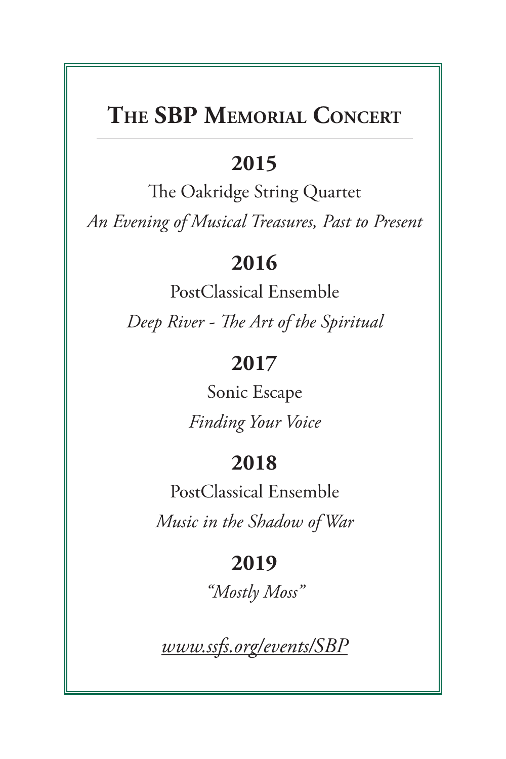# The SBP Memorial Concert

## 2015

The Oakridge String Quartet

*An Evening of Musical Treasures, Past to Present*

## 2016

PostClassical Ensemble

*Deep River - The Art of the Spiritual*

## 2017

Sonic Escape

*Finding Your Voice*

## 2018

PostClassical Ensemble

*Music in the Shadow of War*

## 2019

*"Mostly Moss"*

www.ssfs.org/events/SBP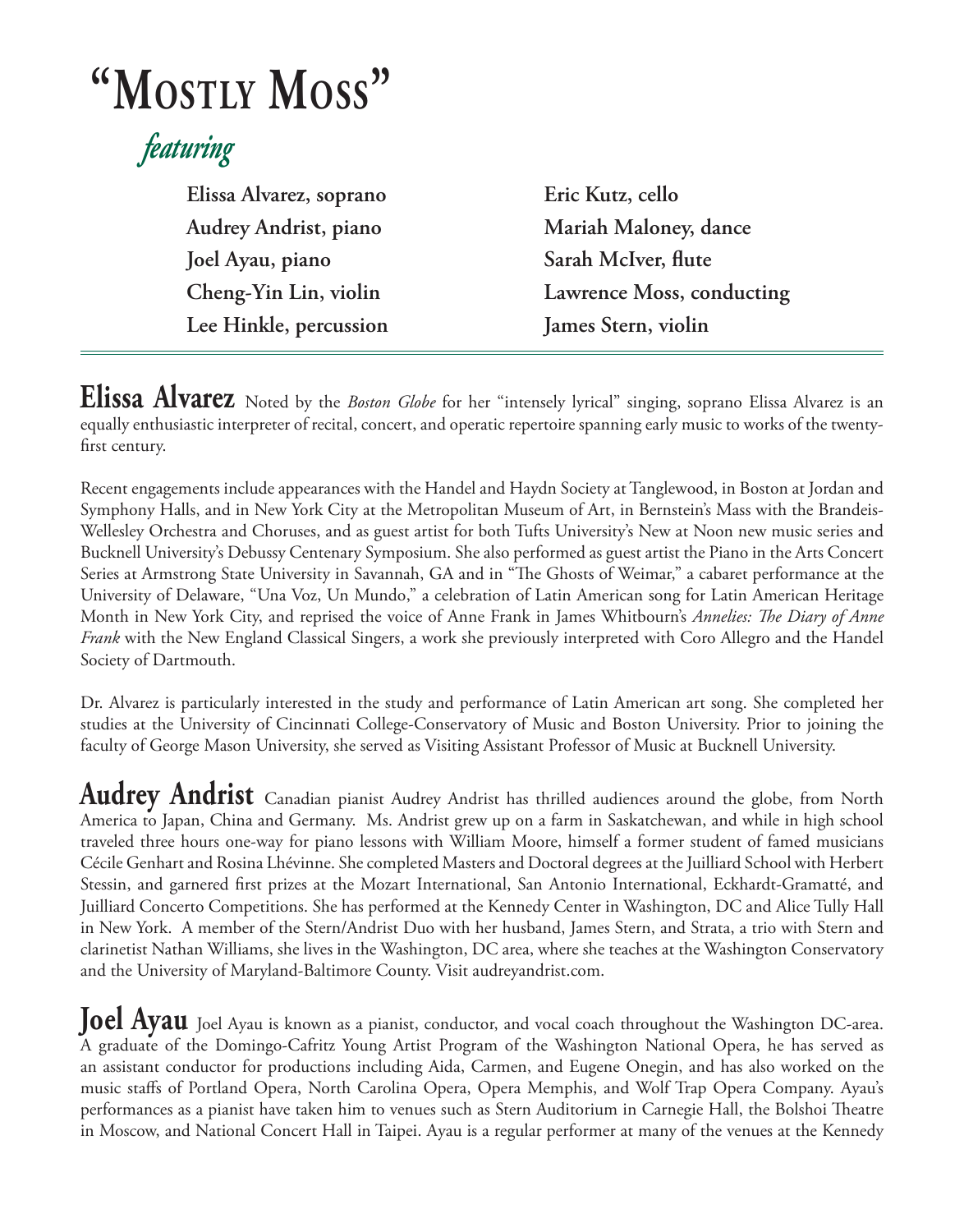# "Mostly Moss"

*featuring*

- Elissa Alvarez, soprano
- Audrey Andrist, piano
- Joel Ayau, piano
- Cheng-Yin Lin, violin
- Lee Hinkle, percussion
- Eric Kutz, cello
- Mariah Maloney, dance
- Sarah McIver, flute
- Lawrence Moss, conducting
- James Stern, violin

---

**Elissa Alvarez** Noted by the *Boston Globe* for her "intensely lyrical" singing, soprano Elissa Alvarez is an equally enthusiastic interpreter of recital, concert, and operatic repertoire spanning early music to works of the twenty-first century.

Recent engagements include appearances with the Handel and Haydn Society at Tanglewood, in Boston at Jordan and Symphony Halls, and in New York City at the Metropolitan Museum of Art, in Bernstein's Mass with the Brandeis-Wellesley Orchestra and Choruses, and as guest artist for both Tufts University's New at Noon new music series and Bucknell University's Debussy Centenary Symposium. She also performed as guest artist the Piano in the Arts Concert Series at Armstrong State University in Savannah, GA and in "The Ghosts of Weimar," a cabaret performance at the University of Delaware, "Una Voz, Un Mundo," a celebration of Latin American song for Latin American Heritage Month in New York City, and reprised the voice of Anne Frank in James Whitbourn's *Annelies: The Diary of Anne Frank* with the New England Classical Singers, a work she previously interpreted with Coro Allegro and the Handel Society of Dartmouth.

Dr. Alvarez is particularly interested in the study and performance of Latin American art song. She completed her studies at the University of Cincinnati College-Conservatory of Music and Boston University. Prior to joining the faculty of George Mason University, she served as Visiting Assistant Professor of Music at Bucknell University.

**Audrey Andrist** Canadian pianist Audrey Andrist has thrilled audiences around the globe, from North America to Japan, China and Germany. Ms. Andrist grew up on a farm in Saskatchewan, and while in high school traveled three hours one-way for piano lessons with William Moore, himself a former student of famed musicians Cécile Genhart and Rosina Lhévinne. She completed Masters and Doctoral degrees at the Juilliard School with Herbert Stessin, and garnered first prizes at the Mozart International, San Antonio International, Eckhardt-Gramatté, and Juilliard Concerto Competitions. She has performed at the Kennedy Center in Washington, DC and Alice Tully Hall in New York. A member of the Stern/Andrist Duo with her husband, James Stern, and Strata, a trio with Stern and clarinetist Nathan Williams, she lives in the Washington, DC area, where she teaches at the Washington Conservatory and the University of Maryland-Baltimore County. Visit audreyandrist.com.

**Joel Ayau** Joel Ayau is known as a pianist, conductor, and vocal coach throughout the Washington DC-area. A graduate of the Domingo-Cafritz Young Artist Program of the Washington National Opera, he has served as an assistant conductor for productions including Aida, Carmen, and Eugene Onegin, and has also worked on the music staffs of Portland Opera, North Carolina Opera, Opera Memphis, and Wolf Trap Opera Company. Ayau's performances as a pianist have taken him to venues such as Stern Auditorium in Carnegie Hall, the Bolshoi Theatre in Moscow, and National Concert Hall in Taipei. Ayau is a regular performer at many of the venues at the Kennedy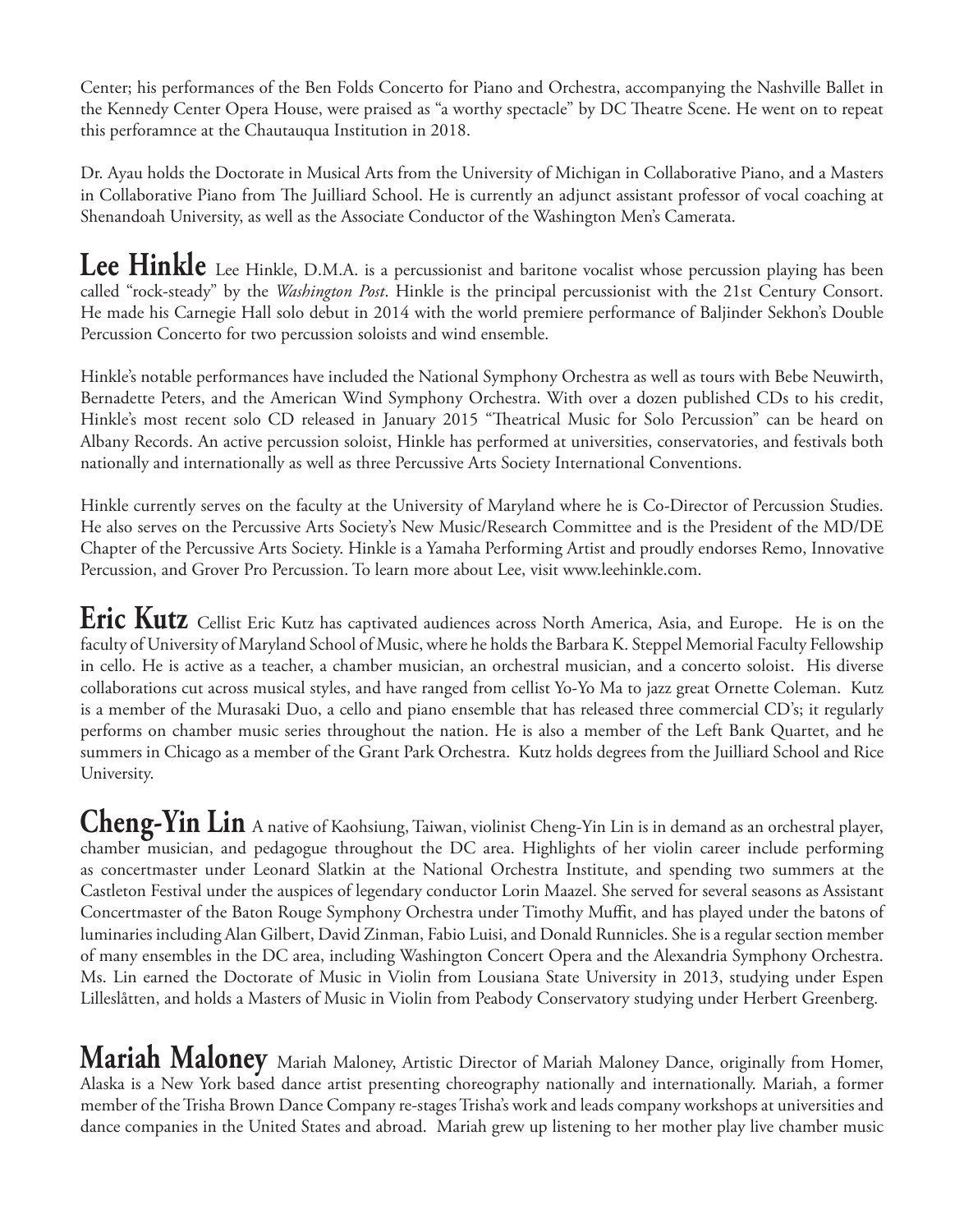Center; his performances of the Ben Folds Concerto for Piano and Orchestra, accompanying the Nashville Ballet in the Kennedy Center Opera House, were praised as "a worthy spectacle" by DC Theatre Scene. He went on to repeat this perforamnce at the Chautauqua Institution in 2018.

Dr. Ayau holds the Doctorate in Musical Arts from the University of Michigan in Collaborative Piano, and a Masters in Collaborative Piano from The Juilliard School. He is currently an adjunct assistant professor of vocal coaching at Shenandoah University, as well as the Associate Conductor of the Washington Men's Camerata.

**Lee Hinkle** Lee Hinkle, D.M.A. is a percussionist and baritone vocalist whose percussion playing has been called "rock-steady" by the *Washington Post*. Hinkle is the principal percussionist with the 21st Century Consort. He made his Carnegie Hall solo debut in 2014 with the world premiere performance of Baljinder Sekhon's Double Percussion Concerto for two percussion soloists and wind ensemble.

Hinkle's notable performances have included the National Symphony Orchestra as well as tours with Bebe Neuwirth, Bernadette Peters, and the American Wind Symphony Orchestra. With over a dozen published CDs to his credit, Hinkle's most recent solo CD released in January 2015 "Theatrical Music for Solo Percussion" can be heard on Albany Records. An active percussion soloist, Hinkle has performed at universities, conservatories, and festivals both nationally and internationally as well as three Percussive Arts Society International Conventions.

Hinkle currently serves on the faculty at the University of Maryland where he is Co-Director of Percussion Studies. He also serves on the Percussive Arts Society's New Music/Research Committee and is the President of the MD/DE Chapter of the Percussive Arts Society. Hinkle is a Yamaha Performing Artist and proudly endorses Remo, Innovative Percussion, and Grover Pro Percussion. To learn more about Lee, visit www.leehinkle.com.

**Eric Kutz** Cellist Eric Kutz has captivated audiences across North America, Asia, and Europe. He is on the faculty of University of Maryland School of Music, where he holds the Barbara K. Steppel Memorial Faculty Fellowship in cello. He is active as a teacher, a chamber musician, an orchestral musician, and a concerto soloist. His diverse collaborations cut across musical styles, and have ranged from cellist Yo-Yo Ma to jazz great Ornette Coleman. Kutz is a member of the Murasaki Duo, a cello and piano ensemble that has released three commercial CD's; it regularly performs on chamber music series throughout the nation. He is also a member of the Left Bank Quartet, and he summers in Chicago as a member of the Grant Park Orchestra. Kutz holds degrees from the Juilliard School and Rice University.

**Cheng-Yin Lin** A native of Kaohsiung, Taiwan, violinist Cheng-Yin Lin is in demand as an orchestral player, chamber musician, and pedagogue throughout the DC area. Highlights of her violin career include performing as concertmaster under Leonard Slatkin at the National Orchestra Institute, and spending two summers at the Castleton Festival under the auspices of legendary conductor Lorin Maazel. She served for several seasons as Assistant Concertmaster of the Baton Rouge Symphony Orchestra under Timothy Muffit, and has played under the batons of luminaries including Alan Gilbert, David Zinman, Fabio Luisi, and Donald Runnicles. She is a regular section member of many ensembles in the DC area, including Washington Concert Opera and the Alexandria Symphony Orchestra. Ms. Lin earned the Doctorate of Music in Violin from Lousiana State University in 2013, studying under Espen Lilleslåtten, and holds a Masters of Music in Violin from Peabody Conservatory studying under Herbert Greenberg.

**Mariah Maloney** Mariah Maloney, Artistic Director of Mariah Maloney Dance, originally from Homer, Alaska is a New York based dance artist presenting choreography nationally and internationally. Mariah, a former member of the Trisha Brown Dance Company re-stages Trisha's work and leads company workshops at universities and dance companies in the United States and abroad. Mariah grew up listening to her mother play live chamber music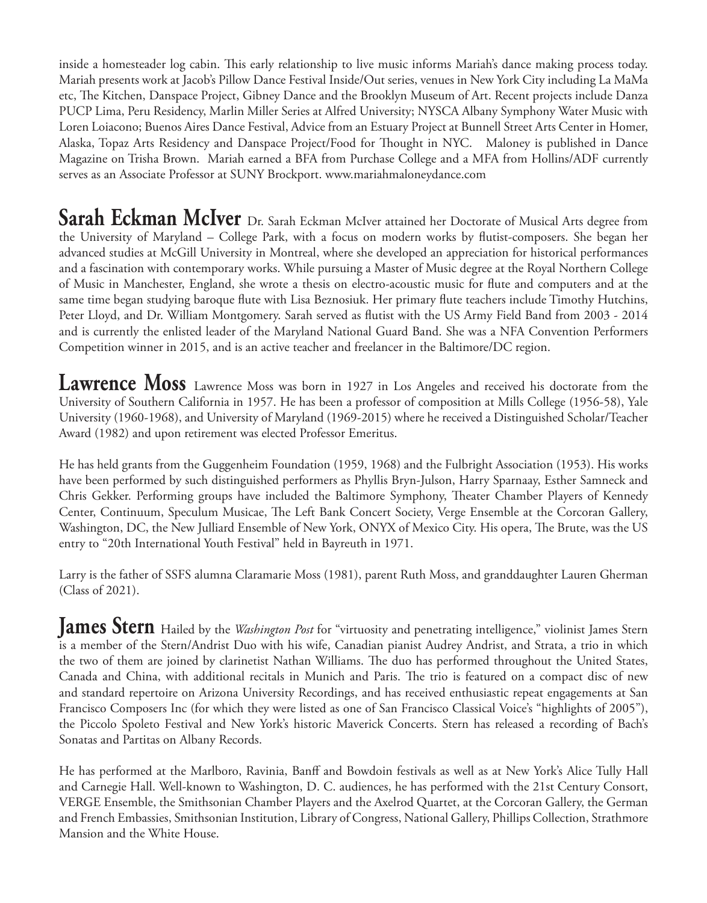inside a homesteader log cabin. This early relationship to live music informs Mariah's dance making process today. Mariah presents work at Jacob's Pillow Dance Festival Inside/Out series, venues in New York City including La MaMa etc, The Kitchen, Danspace Project, Gibney Dance and the Brooklyn Museum of Art. Recent projects include Danza PUCP Lima, Peru Residency, Marlin Miller Series at Alfred University; NYSCA Albany Symphony Water Music with Loren Loiacono; Buenos Aires Dance Festival, Advice from an Estuary Project at Bunnell Street Arts Center in Homer, Alaska, Topaz Arts Residency and Danspace Project/Food for Thought in NYC. Maloney is published in Dance Magazine on Trisha Brown. Mariah earned a BFA from Purchase College and a MFA from Hollins/ADF currently serves as an Associate Professor at SUNY Brockport. www.mariahmaloneydance.com

**Sarah Eckman McIver** Dr. Sarah Eckman McIver attained her Doctorate of Musical Arts degree from the University of Maryland – College Park, with a focus on modern works by flutist-composers. She began her advanced studies at McGill University in Montreal, where she developed an appreciation for historical performances and a fascination with contemporary works. While pursuing a Master of Music degree at the Royal Northern College of Music in Manchester, England, she wrote a thesis on electro-acoustic music for flute and computers and at the same time began studying baroque flute with Lisa Beznosiuk. Her primary flute teachers include Timothy Hutchins, Peter Lloyd, and Dr. William Montgomery. Sarah served as flutist with the US Army Field Band from 2003 - 2014 and is currently the enlisted leader of the Maryland National Guard Band. She was a NFA Convention Performers Competition winner in 2015, and is an active teacher and freelancer in the Baltimore/DC region.

**Lawrence Moss** Lawrence Moss was born in 1927 in Los Angeles and received his doctorate from the University of Southern California in 1957. He has been a professor of composition at Mills College (1956-58), Yale University (1960-1968), and University of Maryland (1969-2015) where he received a Distinguished Scholar/Teacher Award (1982) and upon retirement was elected Professor Emeritus.

He has held grants from the Guggenheim Foundation (1959, 1968) and the Fulbright Association (1953). His works have been performed by such distinguished performers as Phyllis Bryn-Julson, Harry Sparnaay, Esther Samneck and Chris Gekker. Performing groups have included the Baltimore Symphony, Theater Chamber Players of Kennedy Center, Continuum, Speculum Musicae, The Left Bank Concert Society, Verge Ensemble at the Corcoran Gallery, Washington, DC, the New Julliard Ensemble of New York, ONYX of Mexico City. His opera, The Brute, was the US entry to "20th International Youth Festival" held in Bayreuth in 1971.

Larry is the father of SSFS alumna Claramarie Moss (1981), parent Ruth Moss, and granddaughter Lauren Gherman (Class of 2021).

**James Stern** Hailed by the *Washington Post* for "virtuosity and penetrating intelligence," violinist James Stern is a member of the Stern/Andrist Duo with his wife, Canadian pianist Audrey Andrist, and Strata, a trio in which the two of them are joined by clarinetist Nathan Williams. The duo has performed throughout the United States, Canada and China, with additional recitals in Munich and Paris. The trio is featured on a compact disc of new and standard repertoire on Arizona University Recordings, and has received enthusiastic repeat engagements at San Francisco Composers Inc (for which they were listed as one of San Francisco Classical Voice's "highlights of 2005"), the Piccolo Spoleto Festival and New York's historic Maverick Concerts. Stern has released a recording of Bach's Sonatas and Partitas on Albany Records.

He has performed at the Marlboro, Ravinia, Banff and Bowdoin festivals as well as at New York's Alice Tully Hall and Carnegie Hall. Well-known to Washington, D. C. audiences, he has performed with the 21st Century Consort, VERGE Ensemble, the Smithsonian Chamber Players and the Axelrod Quartet, at the Corcoran Gallery, the German and French Embassies, Smithsonian Institution, Library of Congress, National Gallery, Phillips Collection, Strathmore Mansion and the White House.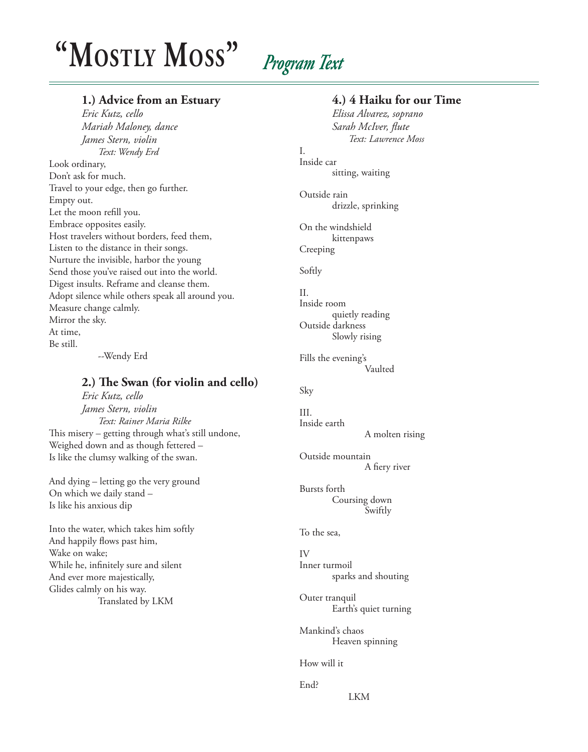# "Mostly Moss" *Program Text*

### 1.) Advice from an Estuary

*Eric Kutz, cello*
*Mariah Maloney, dance*
*James Stern, violin*
*Text: Wendy Erd*

Look ordinary,
Don't ask for much.
Travel to your edge, then go further.
Empty out.
Let the moon refill you.
Embrace opposites easily.
Host travelers without borders, feed them,
Listen to the distance in their songs.
Nurture the invisible, harbor the young
Send those you've raised out into the world.
Digest insults. Reframe and cleanse them.
Adopt silence while others speak all around you.
Measure change calmly.
Mirror the sky.
At time,
Be still.

--Wendy Erd

### 2.) The Swan (for violin and cello)

*Eric Kutz, cello*
*James Stern, violin*
*Text: Rainer Maria Rilke*

This misery – getting through what's still undone,
Weighed down and as though fettered –
Is like the clumsy walking of the swan.

And dying – letting go the very ground
On which we daily stand –
Is like his anxious dip

Into the water, which takes him softly
And happily flows past him,
Wake on wake;
While he, infinitely sure and silent
And ever more majestically,
Glides calmly on his way.

Translated by LKM

### 4.) 4 Haiku for our Time

*Elissa Alvarez, soprano*
*Sarah McIver, flute*
*Text: Lawrence Moss*

I.
Inside car
sitting, waiting

Outside rain
drizzle, sprinking

On the windshield
kittenpaws
Creeping

Softly

II.
Inside room
quietly reading
Outside darkness
Slowly rising

Fills the evening's
Vaulted

Sky

III.
Inside earth
A molten rising

Outside mountain
A fiery river

Bursts forth
Coursing down
Swiftly

To the sea,

IV
Inner turmoil
sparks and shouting

Outer tranquil
Earth's quiet turning

Mankind's chaos
Heaven spinning

How will it

End?

LKM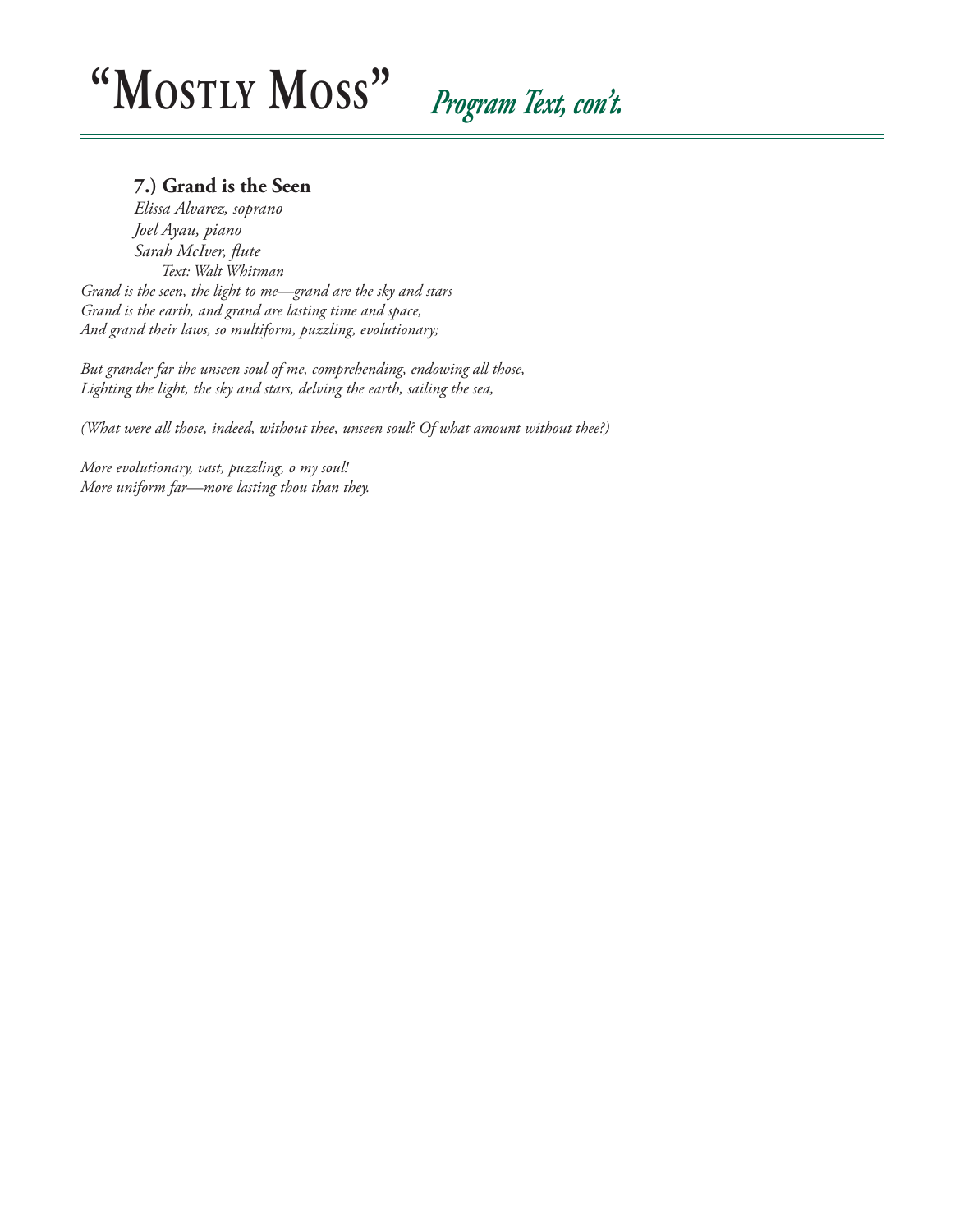# "Mostly Moss" *Program Text, con't.*

### 7.) Grand is the Seen

*Elissa Alvarez, soprano*
*Joel Ayau, piano*
*Sarah McIver, flute*
*Text: Walt Whitman*

*Grand is the seen, the light to me—grand are the sky and stars*
*Grand is the earth, and grand are lasting time and space,*
*And grand their laws, so multiform, puzzling, evolutionary;*

*But grander far the unseen soul of me, comprehending, endowing all those,*
*Lighting the light, the sky and stars, delving the earth, sailing the sea,*

*(What were all those, indeed, without thee, unseen soul? Of what amount without thee?)*

*More evolutionary, vast, puzzling, o my soul!*
*More uniform far—more lasting thou than they.*